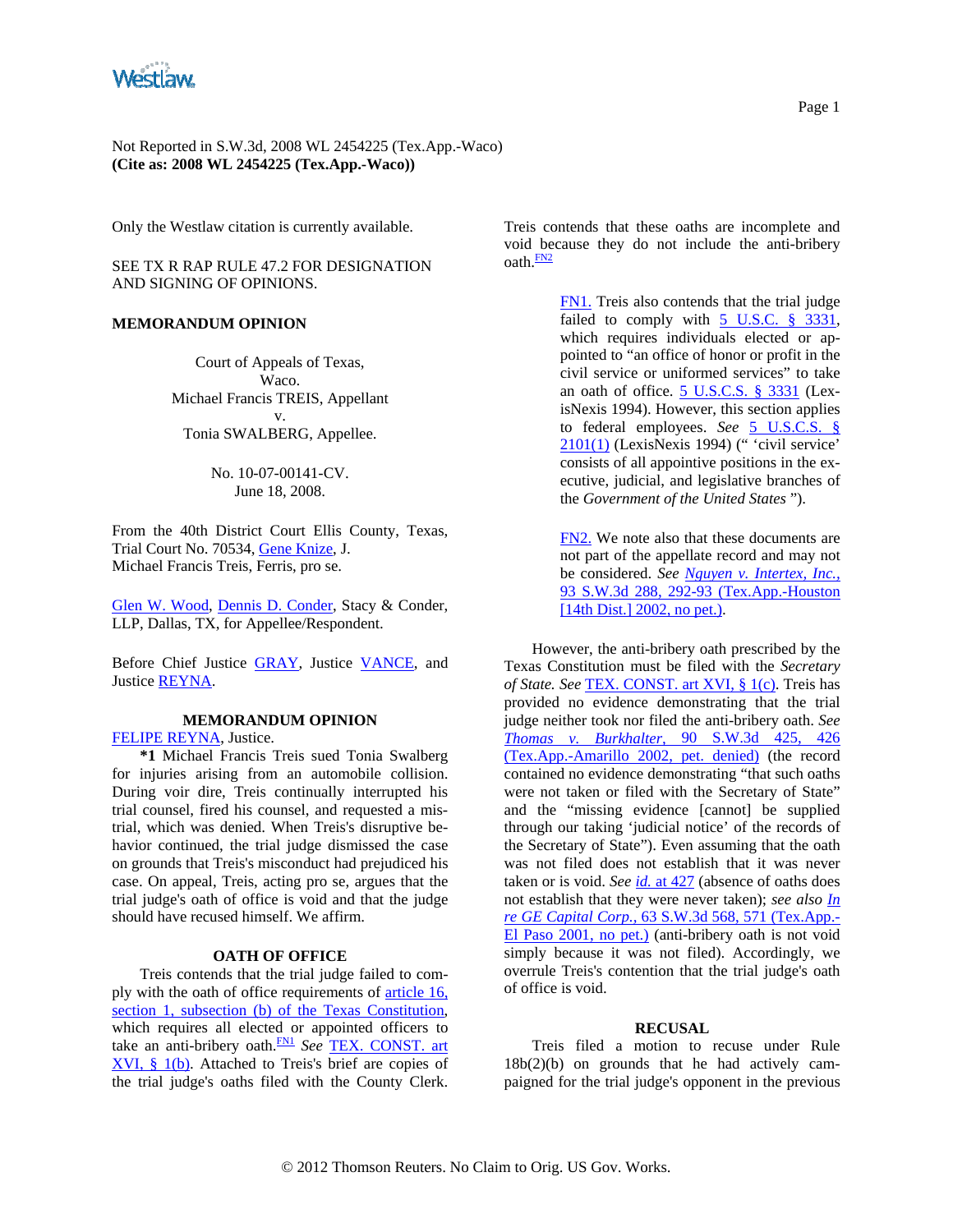Not Reported in S.W.3d, 2008 WL 2454225 (Tex.App.-Waco)
**(Cite as: 2008 WL 2454225 (Tex.App.-Waco))**

Only the Westlaw citation is currently available.

SEE TX R RAP RULE 47.2 FOR DESIGNATION AND SIGNING OF OPINIONS.

**MEMORANDUM OPINION**

Court of Appeals of Texas,
Waco.
Michael Francis TREIS, Appellant
v.
Tonia SWALBERG, Appellee.

No. 10-07-00141-CV.
June 18, 2008.

From the 40th District Court Ellis County, Texas, Trial Court No. 70534, Gene Knize, J.
Michael Francis Treis, Ferris, pro se.

Glen W. Wood, Dennis D. Conder, Stacy & Conder, LLP, Dallas, TX, for Appellee/Respondent.

Before Chief Justice GRAY, Justice VANCE, and Justice REYNA.

**MEMORANDUM OPINION**

FELIPE REYNA, Justice.

**\*1** Michael Francis Treis sued Tonia Swalberg for injuries arising from an automobile collision. During voir dire, Treis continually interrupted his trial counsel, fired his counsel, and requested a mistrial, which was denied. When Treis's disruptive behavior continued, the trial judge dismissed the case on grounds that Treis's misconduct had prejudiced his case. On appeal, Treis, acting pro se, argues that the trial judge's oath of office is void and that the judge should have recused himself. We affirm.

**OATH OF OFFICE**

Treis contends that the trial judge failed to comply with the oath of office requirements of article 16, section 1, subsection (b) of the Texas Constitution, which requires all elected or appointed officers to take an anti-bribery oath.[FN1] *See* TEX. CONST. art XVI, § 1(b). Attached to Treis's brief are copies of the trial judge's oaths filed with the County Clerk. Treis contends that these oaths are incomplete and void because they do not include the anti-bribery oath.[FN2]

> FN1. Treis also contends that the trial judge failed to comply with 5 U.S.C. § 3331, which requires individuals elected or appointed to "an office of honor or profit in the civil service or uniformed services" to take an oath of office. 5 U.S.C.S. § 3331 (LexisNexis 1994). However, this section applies to federal employees. *See* 5 U.S.C.S. § 2101(1) (LexisNexis 1994) (" 'civil service' consists of all appointive positions in the executive, judicial, and legislative branches of the *Government of the United States* ").

> FN2. We note also that these documents are not part of the appellate record and may not be considered. *See Nguyen v. Intertex, Inc.,* 93 S.W.3d 288, 292-93 (Tex.App.-Houston [14th Dist.] 2002, no pet.).

However, the anti-bribery oath prescribed by the Texas Constitution must be filed with the *Secretary of State. See* TEX. CONST. art XVI, § 1(c). Treis has provided no evidence demonstrating that the trial judge neither took nor filed the anti-bribery oath. *See Thomas v. Burkhalter,* 90 S.W.3d 425, 426 (Tex.App.-Amarillo 2002, pet. denied) (the record contained no evidence demonstrating "that such oaths were not taken or filed with the Secretary of State" and the "missing evidence [cannot] be supplied through our taking 'judicial notice' of the records of the Secretary of State"). Even assuming that the oath was not filed does not establish that it was never taken or is void. *See id.* at 427 (absence of oaths does not establish that they were never taken); *see also In re GE Capital Corp.,* 63 S.W.3d 568, 571 (Tex.App.-El Paso 2001, no pet.) (anti-bribery oath is not void simply because it was not filed). Accordingly, we overrule Treis's contention that the trial judge's oath of office is void.

**RECUSAL**

Treis filed a motion to recuse under Rule 18b(2)(b) on grounds that he had actively campaigned for the trial judge's opponent in the previous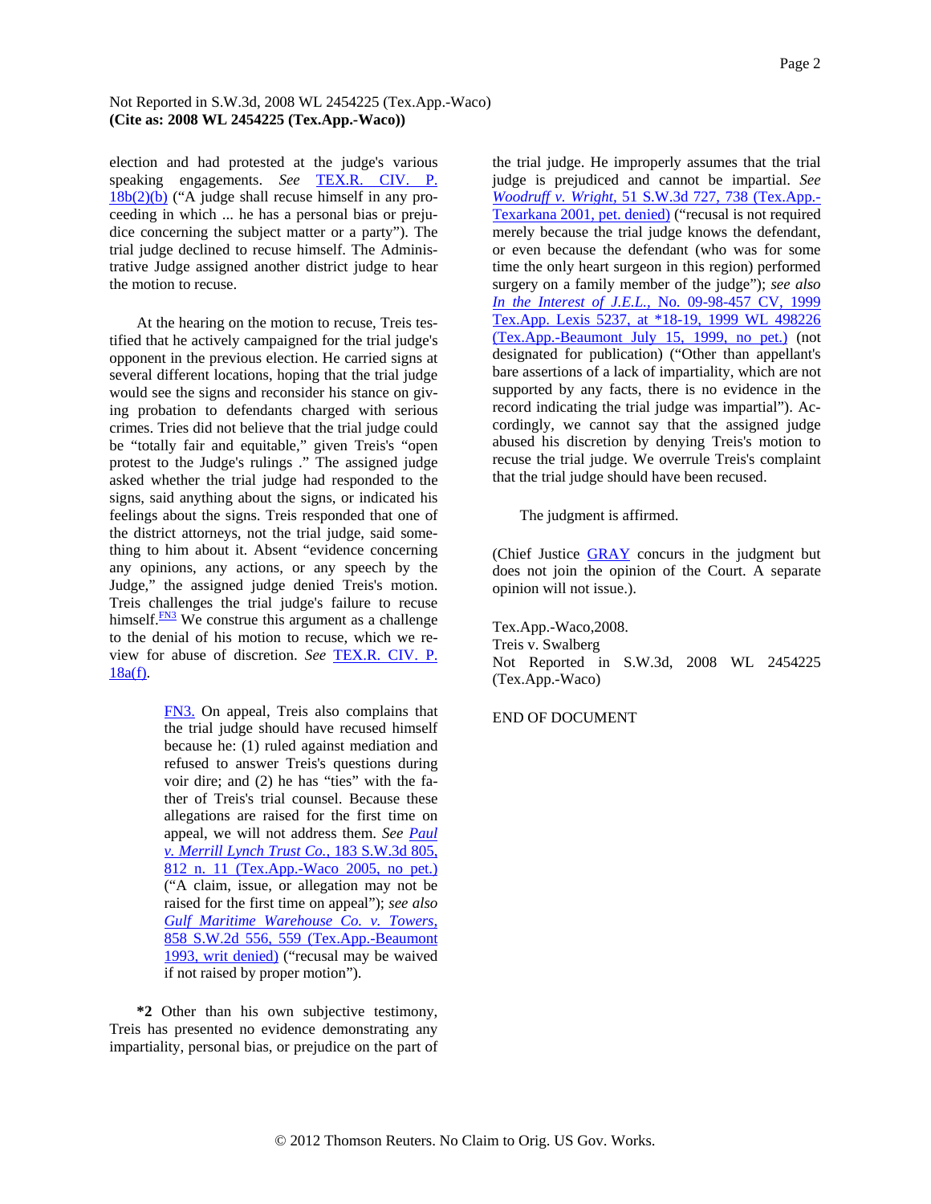election and had protested at the judge's various speaking engagements. *See* TEX.R. CIV. P. 18b(2)(b) ("A judge shall recuse himself in any proceeding in which ... he has a personal bias or prejudice concerning the subject matter or a party"). The trial judge declined to recuse himself. The Administrative Judge assigned another district judge to hear the motion to recuse.

At the hearing on the motion to recuse, Treis testified that he actively campaigned for the trial judge's opponent in the previous election. He carried signs at several different locations, hoping that the trial judge would see the signs and reconsider his stance on giving probation to defendants charged with serious crimes. Tries did not believe that the trial judge could be "totally fair and equitable," given Treis's "open protest to the Judge's rulings ." The assigned judge asked whether the trial judge had responded to the signs, said anything about the signs, or indicated his feelings about the signs. Treis responded that one of the district attorneys, not the trial judge, said something to him about it. Absent "evidence concerning any opinions, any actions, or any speech by the Judge," the assigned judge denied Treis's motion. Treis challenges the trial judge's failure to recuse himself.[FN3] We construe this argument as a challenge to the denial of his motion to recuse, which we review for abuse of discretion. *See* TEX.R. CIV. P. 18a(f).

> FN3. On appeal, Treis also complains that the trial judge should have recused himself because he: (1) ruled against mediation and refused to answer Treis's questions during voir dire; and (2) he has "ties" with the father of Treis's trial counsel. Because these allegations are raised for the first time on appeal, we will not address them. *See Paul v. Merrill Lynch Trust Co.*, 183 S.W.3d 805, 812 n. 11 (Tex.App.-Waco 2005, no pet.) ("A claim, issue, or allegation may not be raised for the first time on appeal"); *see also Gulf Maritime Warehouse Co. v. Towers*, 858 S.W.2d 556, 559 (Tex.App.-Beaumont 1993, writ denied) ("recusal may be waived if not raised by proper motion").

**\*2** Other than his own subjective testimony, Treis has presented no evidence demonstrating any impartiality, personal bias, or prejudice on the part of the trial judge. He improperly assumes that the trial judge is prejudiced and cannot be impartial. *See Woodruff v. Wright*, 51 S.W.3d 727, 738 (Tex.App.-Texarkana 2001, pet. denied) ("recusal is not required merely because the trial judge knows the defendant, or even because the defendant (who was for some time the only heart surgeon in this region) performed surgery on a family member of the judge"); *see also In the Interest of J.E.L.*, No. 09-98-457 CV, 1999 Tex.App. Lexis 5237, at *18-19, 1999 WL 498226 (Tex.App.-Beaumont July 15, 1999, no pet.) (not designated for publication) ("Other than appellant's bare assertions of a lack of impartiality, which are not supported by any facts, there is no evidence in the record indicating the trial judge was impartial"). Accordingly, we cannot say that the assigned judge abused his discretion by denying Treis's motion to recuse the trial judge. We overrule Treis's complaint that the trial judge should have been recused.

The judgment is affirmed.

(Chief Justice GRAY concurs in the judgment but does not join the opinion of the Court. A separate opinion will not issue.).

Tex.App.-Waco,2008.
Treis v. Swalberg
Not Reported in S.W.3d, 2008 WL 2454225 (Tex.App.-Waco)

END OF DOCUMENT